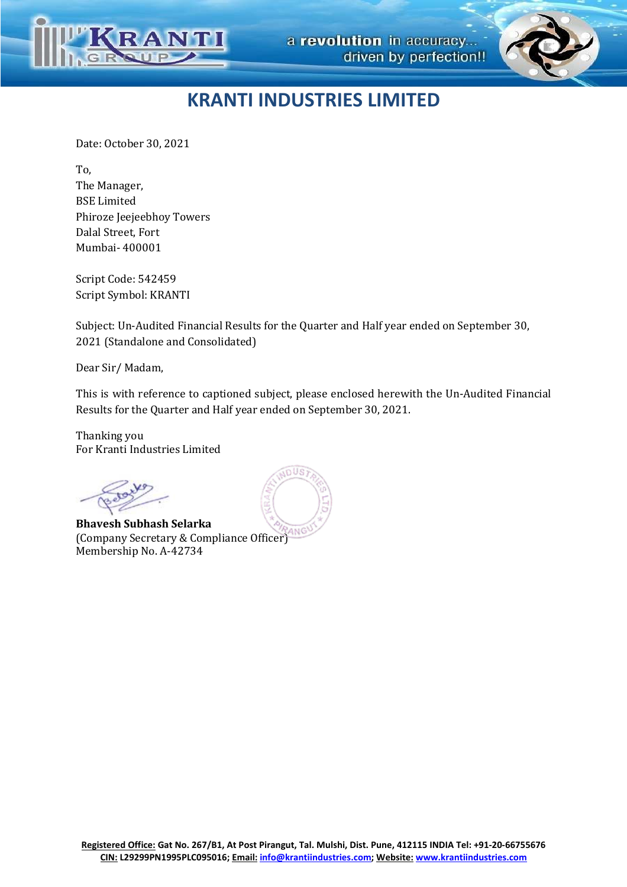# KRANTI INDUSTRIES LIMITED

Date: October 30, 2021

To,
The Manager,
BSE Limited
Phiroze Jeejeebhoy Towers
Dalal Street, Fort
Mumbai- 400001

Script Code: 542459
Script Symbol: KRANTI

Subject: Un-Audited Financial Results for the Quarter and Half year ended on September 30, 2021 (Standalone and Consolidated)

Dear Sir/ Madam,

This is with reference to captioned subject, please enclosed herewith the Un-Audited Financial Results for the Quarter and Half year ended on September 30, 2021.

Thanking you
For Kranti Industries Limited

**Bhavesh Subhash Selarka**
(Company Secretary & Compliance Officer)
Membership No. A-42734

**Registered Office:** Gat No. 267/B1, At Post Pirangut, Tal. Mulshi, Dist. Pune, 412115 INDIA Tel: +91-20-66755676
**CIN:** L29299PN1995PLC095016; **Email:** info@krantiindustries.com; **Website:** www.krantiindustries.com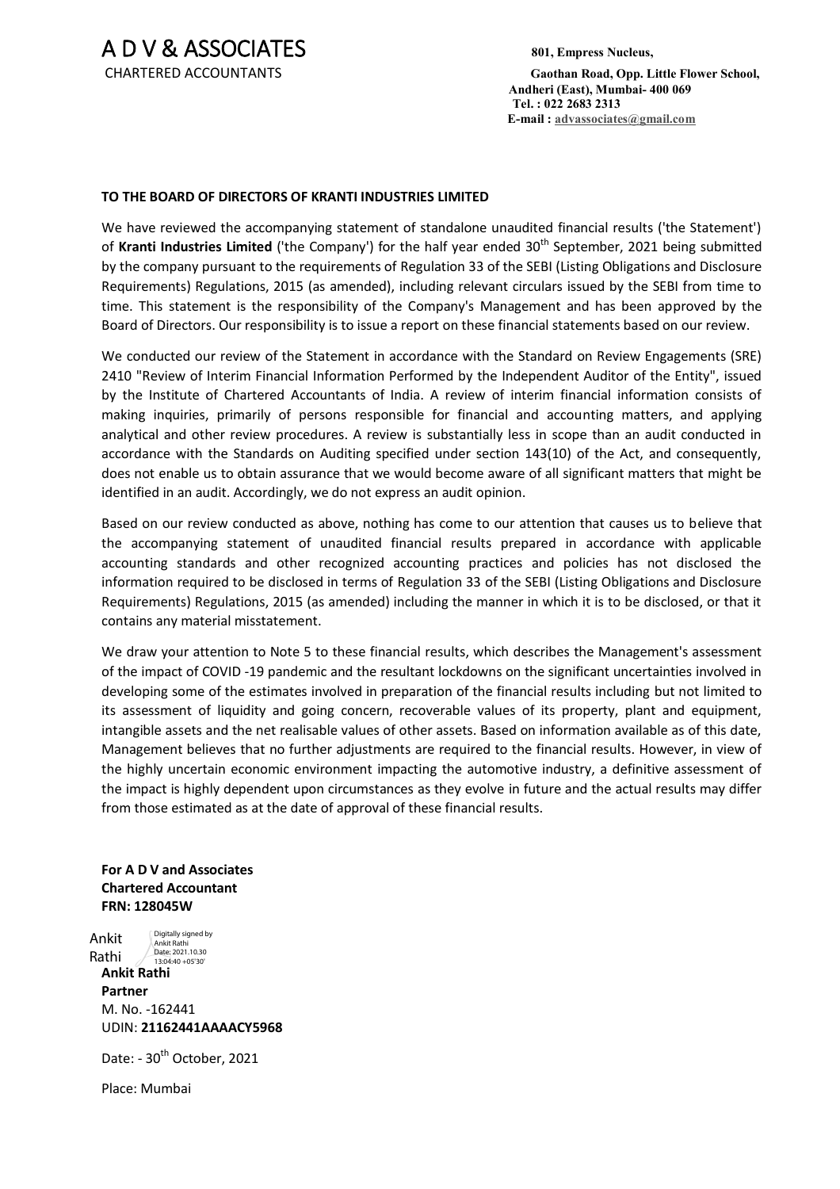# A D V & ASSOCIATES

CHARTERED ACCOUNTANTS

**801, Empress Nucleus,**
**Gaothan Road, Opp. Little Flower School,**
**Andheri (East), Mumbai- 400 069**
**Tel. : 022 2683 2313**
**E-mail : advassociates@gmail.com**

**TO THE BOARD OF DIRECTORS OF KRANTI INDUSTRIES LIMITED**

We have reviewed the accompanying statement of standalone unaudited financial results ('the Statement') of **Kranti Industries Limited** ('the Company') for the half year ended 30th September, 2021 being submitted by the company pursuant to the requirements of Regulation 33 of the SEBI (Listing Obligations and Disclosure Requirements) Regulations, 2015 (as amended), including relevant circulars issued by the SEBI from time to time. This statement is the responsibility of the Company's Management and has been approved by the Board of Directors. Our responsibility is to issue a report on these financial statements based on our review.

We conducted our review of the Statement in accordance with the Standard on Review Engagements (SRE) 2410 "Review of Interim Financial Information Performed by the Independent Auditor of the Entity", issued by the Institute of Chartered Accountants of India. A review of interim financial information consists of making inquiries, primarily of persons responsible for financial and accounting matters, and applying analytical and other review procedures. A review is substantially less in scope than an audit conducted in accordance with the Standards on Auditing specified under section 143(10) of the Act, and consequently, does not enable us to obtain assurance that we would become aware of all significant matters that might be identified in an audit. Accordingly, we do not express an audit opinion.

Based on our review conducted as above, nothing has come to our attention that causes us to believe that the accompanying statement of unaudited financial results prepared in accordance with applicable accounting standards and other recognized accounting practices and policies has not disclosed the information required to be disclosed in terms of Regulation 33 of the SEBI (Listing Obligations and Disclosure Requirements) Regulations, 2015 (as amended) including the manner in which it is to be disclosed, or that it contains any material misstatement.

We draw your attention to Note 5 to these financial results, which describes the Management's assessment of the impact of COVID -19 pandemic and the resultant lockdowns on the significant uncertainties involved in developing some of the estimates involved in preparation of the financial results including but not limited to its assessment of liquidity and going concern, recoverable values of its property, plant and equipment, intangible assets and the net realisable values of other assets. Based on information available as of this date, Management believes that no further adjustments are required to the financial results. However, in view of the highly uncertain economic environment impacting the automotive industry, a definitive assessment of the impact is highly dependent upon circumstances as they evolve in future and the actual results may differ from those estimated as at the date of approval of these financial results.

**For A D V and Associates**
**Chartered Accountant**
**FRN: 128045W**

Ankit Rathi — Digitally signed by Ankit Rathi, Date: 2021.10.30 13:04:40 +05'30'

**Ankit Rathi**
**Partner**
M. No. -162441
UDIN: **21162441AAAACY5968**

Date: - 30th October, 2021

Place: Mumbai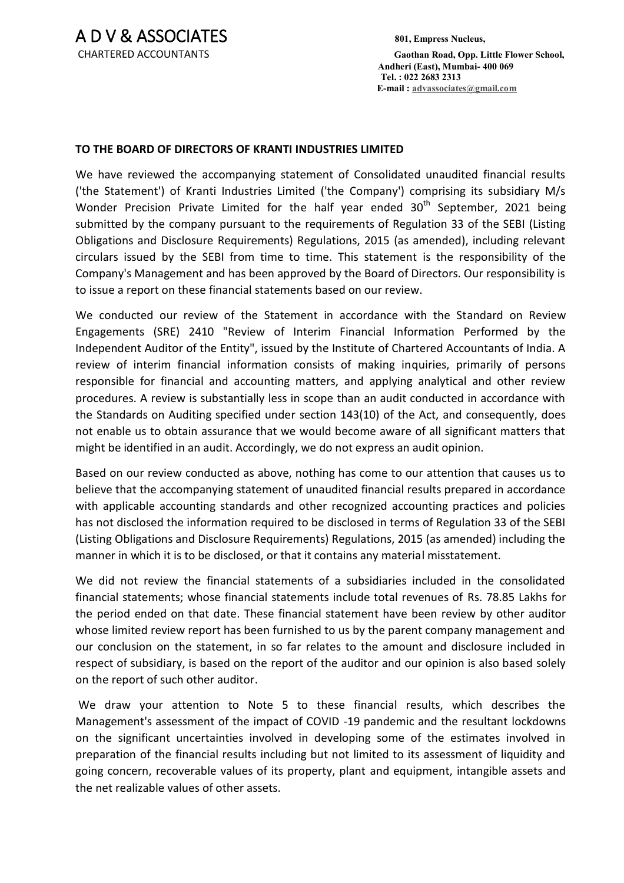# A D V & ASSOCIATES

CHARTERED ACCOUNTANTS

**801, Empress Nucleus,**
**Gaothan Road, Opp. Little Flower School,**
**Andheri (East), Mumbai- 400 069**
**Tel. : 022 2683 2313**
**E-mail : advassociates@gmail.com**

**TO THE BOARD OF DIRECTORS OF KRANTI INDUSTRIES LIMITED**

We have reviewed the accompanying statement of Consolidated unaudited financial results ('the Statement') of Kranti Industries Limited ('the Company') comprising its subsidiary M/s Wonder Precision Private Limited for the half year ended 30th September, 2021 being submitted by the company pursuant to the requirements of Regulation 33 of the SEBI (Listing Obligations and Disclosure Requirements) Regulations, 2015 (as amended), including relevant circulars issued by the SEBI from time to time. This statement is the responsibility of the Company's Management and has been approved by the Board of Directors. Our responsibility is to issue a report on these financial statements based on our review.

We conducted our review of the Statement in accordance with the Standard on Review Engagements (SRE) 2410 "Review of Interim Financial Information Performed by the Independent Auditor of the Entity", issued by the Institute of Chartered Accountants of India. A review of interim financial information consists of making inquiries, primarily of persons responsible for financial and accounting matters, and applying analytical and other review procedures. A review is substantially less in scope than an audit conducted in accordance with the Standards on Auditing specified under section 143(10) of the Act, and consequently, does not enable us to obtain assurance that we would become aware of all significant matters that might be identified in an audit. Accordingly, we do not express an audit opinion.

Based on our review conducted as above, nothing has come to our attention that causes us to believe that the accompanying statement of unaudited financial results prepared in accordance with applicable accounting standards and other recognized accounting practices and policies has not disclosed the information required to be disclosed in terms of Regulation 33 of the SEBI (Listing Obligations and Disclosure Requirements) Regulations, 2015 (as amended) including the manner in which it is to be disclosed, or that it contains any material misstatement.

We did not review the financial statements of a subsidiaries included in the consolidated financial statements; whose financial statements include total revenues of Rs. 78.85 Lakhs for the period ended on that date. These financial statement have been review by other auditor whose limited review report has been furnished to us by the parent company management and our conclusion on the statement, in so far relates to the amount and disclosure included in respect of subsidiary, is based on the report of the auditor and our opinion is also based solely on the report of such other auditor.

We draw your attention to Note 5 to these financial results, which describes the Management's assessment of the impact of COVID -19 pandemic and the resultant lockdowns on the significant uncertainties involved in developing some of the estimates involved in preparation of the financial results including but not limited to its assessment of liquidity and going concern, recoverable values of its property, plant and equipment, intangible assets and the net realizable values of other assets.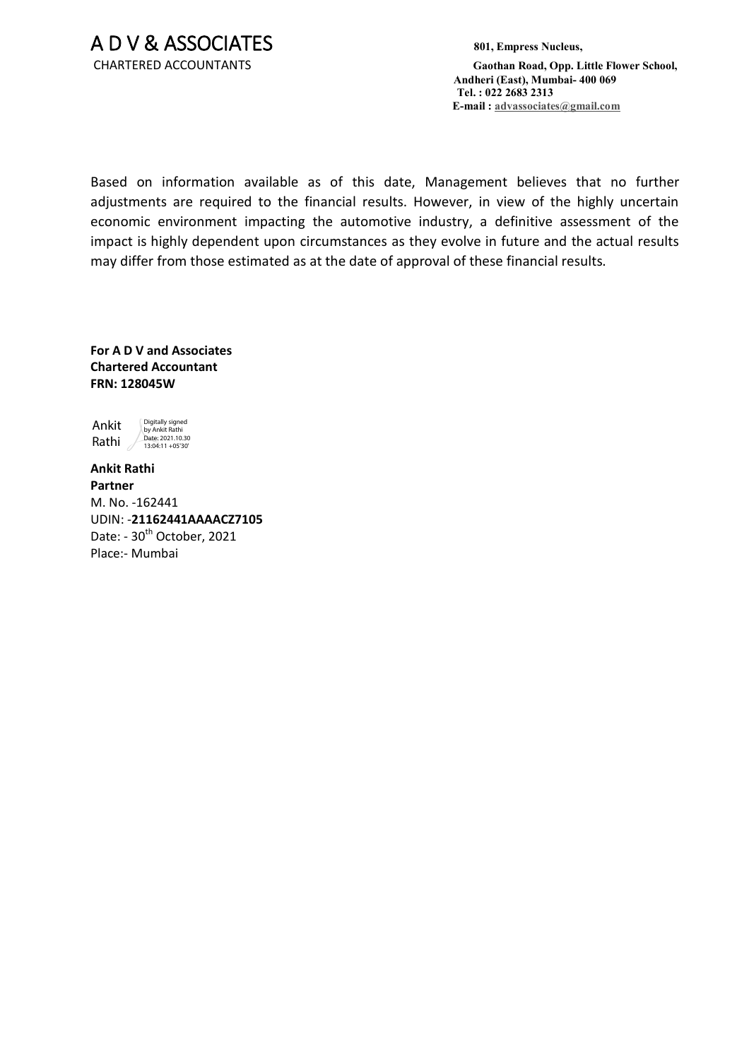# A D V & ASSOCIATES

CHARTERED ACCOUNTANTS

**801, Empress Nucleus,**
**Gaothan Road, Opp. Little Flower School,**
**Andheri (East), Mumbai- 400 069**
**Tel. : 022 2683 2313**
**E-mail : advassociates@gmail.com**

Based on information available as of this date, Management believes that no further adjustments are required to the financial results. However, in view of the highly uncertain economic environment impacting the automotive industry, a definitive assessment of the impact is highly dependent upon circumstances as they evolve in future and the actual results may differ from those estimated as at the date of approval of these financial results.

**For A D V and Associates**
**Chartered Accountant**
**FRN: 128045W**

Ankit Rathi
Digitally signed by Ankit Rathi
Date: 2021.10.30 13:04:11 +05'30'

**Ankit Rathi**
**Partner**
M. No. -162441
UDIN: -**21162441AAAACZ7105**
Date: - 30th October, 2021
Place:- Mumbai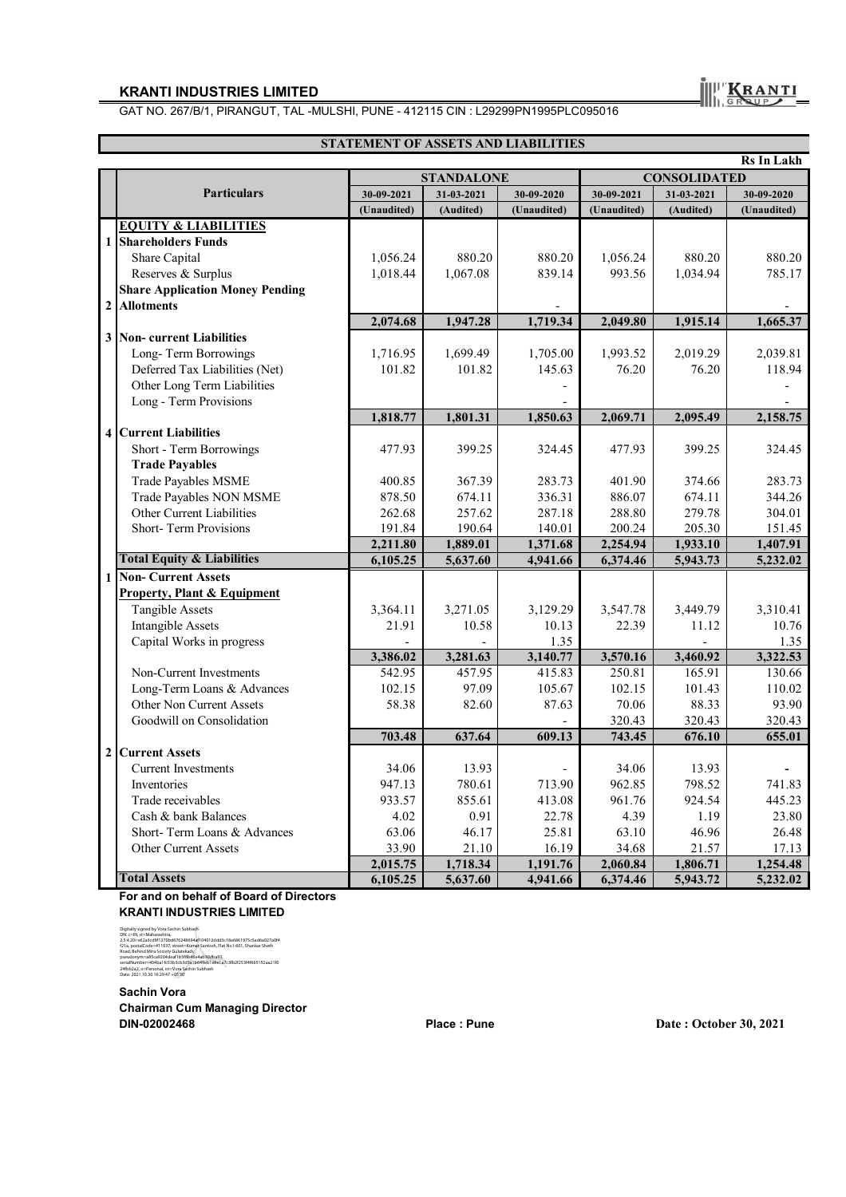**KRANTI INDUSTRIES LIMITED**

GAT NO. 267/B/1, PIRANGUT, TAL -MULSHI, PUNE - 412115 CIN : L29299PN1995PLC095016

## STATEMENT OF ASSETS AND LIABILITIES

Rs In Lakh

| | Particulars | STANDALONE | | | CONSOLIDATED | | |
|---|---|---|---|---|---|---|---|
| | | 30-09-2021 | 31-03-2021 | 30-09-2020 | 30-09-2021 | 31-03-2021 | 30-09-2020 |
| | | (Unaudited) | (Audited) | (Unaudited) | (Unaudited) | (Audited) | (Unaudited) |
| | **EQUITY & LIABILITIES** | | | | | | |
| 1 | **Shareholders Funds** | | | | | | |
| | Share Capital | 1,056.24 | 880.20 | 880.20 | 1,056.24 | 880.20 | 880.20 |
| | Reserves & Surplus | 1,018.44 | 1,067.08 | 839.14 | 993.56 | 1,034.94 | 785.17 |
| 2 | **Share Application Money Pending Allotments** | | | - | | | - |
| | | **2,074.68** | **1,947.28** | **1,719.34** | **2,049.80** | **1,915.14** | **1,665.37** |
| 3 | **Non- current Liabilities** | | | | | | |
| | Long- Term Borrowings | 1,716.95 | 1,699.49 | 1,705.00 | 1,993.52 | 2,019.29 | 2,039.81 |
| | Deferred Tax Liabilities (Net) | 101.82 | 101.82 | 145.63 | 76.20 | 76.20 | 118.94 |
| | Other Long Term Liabilities | | | - | | | - |
| | Long - Term Provisions | | | - | | | - |
| | | **1,818.77** | **1,801.31** | **1,850.63** | **2,069.71** | **2,095.49** | **2,158.75** |
| 4 | **Current Liabilities** | | | | | | |
| | Short - Term Borrowings | 477.93 | 399.25 | 324.45 | 477.93 | 399.25 | 324.45 |
| | **Trade Payables** | | | | | | |
| | Trade Payables MSME | 400.85 | 367.39 | 283.73 | 401.90 | 374.66 | 283.73 |
| | Trade Payables NON MSME | 878.50 | 674.11 | 336.31 | 886.07 | 674.11 | 344.26 |
| | Other Current Liabilities | 262.68 | 257.62 | 287.18 | 288.80 | 279.78 | 304.01 |
| | Short- Term Provisions | 191.84 | 190.64 | 140.01 | 200.24 | 205.30 | 151.45 |
| | | **2,211.80** | **1,889.01** | **1,371.68** | **2,254.94** | **1,933.10** | **1,407.91** |
| | **Total Equity & Liabilities** | **6,105.25** | **5,637.60** | **4,941.66** | **6,374.46** | **5,943.73** | **5,232.02** |
| 1 | **Non- Current Assets** | | | | | | |
| | **Property, Plant & Equipment** | | | | | | |
| | Tangible Assets | 3,364.11 | 3,271.05 | 3,129.29 | 3,547.78 | 3,449.79 | 3,310.41 |
| | Intangible Assets | 21.91 | 10.58 | 10.13 | 22.39 | 11.12 | 10.76 |
| | Capital Works in progress | - | - | 1.35 | | - | 1.35 |
| | | **3,386.02** | **3,281.63** | **3,140.77** | **3,570.16** | **3,460.92** | **3,322.53** |
| | Non-Current Investments | 542.95 | 457.95 | 415.83 | 250.81 | 165.91 | 130.66 |
| | Long-Term Loans & Advances | 102.15 | 97.09 | 105.67 | 102.15 | 101.43 | 110.02 |
| | Other Non Current Assets | 58.38 | 82.60 | 87.63 | 70.06 | 88.33 | 93.90 |
| | Goodwill on Consolidation | | | - | 320.43 | 320.43 | 320.43 |
| | | **703.48** | **637.64** | **609.13** | **743.45** | **676.10** | **655.01** |
| 2 | **Current Assets** | | | | | | |
| | Current Investments | 34.06 | 13.93 | - | 34.06 | 13.93 | - |
| | Inventories | 947.13 | 780.61 | 713.90 | 962.85 | 798.52 | 741.83 |
| | Trade receivables | 933.57 | 855.61 | 413.08 | 961.76 | 924.54 | 445.23 |
| | Cash & bank Balances | 4.02 | 0.91 | 22.78 | 4.39 | 1.19 | 23.80 |
| | Short- Term Loans & Advances | 63.06 | 46.17 | 25.81 | 63.10 | 46.96 | 26.48 |
| | Other Current Assets | 33.90 | 21.10 | 16.19 | 34.68 | 21.57 | 17.13 |
| | | **2,015.75** | **1,718.34** | **1,191.76** | **2,060.84** | **1,806.71** | **1,254.48** |
| | **Total Assets** | **6,105.25** | **5,637.60** | **4,941.66** | **6,374.46** | **5,943.72** | **5,232.02** |

**For and on behalf of Board of Directors**
**KRANTI INDUSTRIES LIMITED**

Digitally signed by Vora Sachin Subhash
Date: 2021.10.30 16:29:47 +05'30'

**Sachin Vora**
**Chairman Cum Managing Director**
**DIN-02002468**

**Place : Pune**

**Date : October 30, 2021**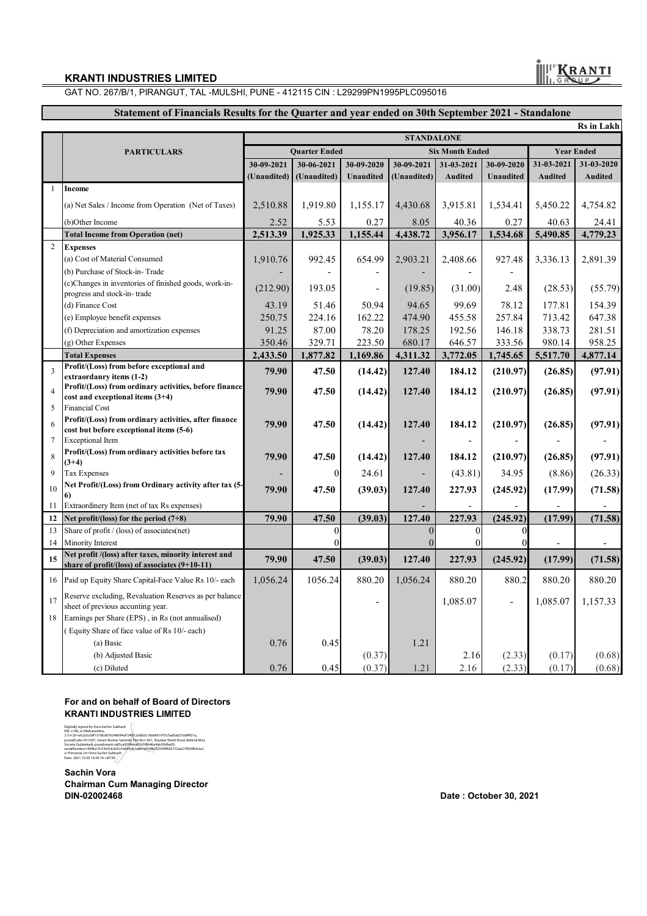**KRANTI INDUSTRIES LIMITED**

GAT NO. 267/B/1, PIRANGUT, TAL -MULSHI, PUNE - 412115 CIN : L29299PN1995PLC095016

## Statement of Financials Results for the Quarter and year ended on 30th September 2021 - Standalone

Rs in Lakh

| | PARTICULARS | STANDALONE | | | | | | | |
|---|---|---|---|---|---|---|---|---|---|
| | | Quarter Ended | | | Six Month Ended | | | Year Ended | |
| | | 30-09-2021 (Unaudited) | 30-06-2021 (Unaudited) | 30-09-2020 Unaudited | 30-09-2021 (Unaudited) | 31-03-2021 Audited | 30-09-2020 Unaudited | 31-03-2021 Audited | 31-03-2020 Audited |
| 1 | **Income** | | | | | | | | |
| | (a) Net Sales / Income from Operation (Net of Taxes) | 2,510.88 | 1,919.80 | 1,155.17 | 4,430.68 | 3,915.81 | 1,534.41 | 5,450.22 | 4,754.82 |
| | (b)Other Income | 2.52 | 5.53 | 0.27 | 8.05 | 40.36 | 0.27 | 40.63 | 24.41 |
| | **Total Income from Operation (net)** | **2,513.39** | **1,925.33** | **1,155.44** | **4,438.72** | **3,956.17** | **1,534.68** | **5,490.85** | **4,779.23** |
| 2 | **Expenses** | | | | | | | | |
| | (a) Cost of Material Consumed | 1,910.76 | 992.45 | 654.99 | 2,903.21 | 2,408.66 | 927.48 | 3,336.13 | 2,891.39 |
| | (b) Purchase of Stock-in- Trade | - | - | - | - | - | - | | |
| | (c)Changes in inventories of finished goods, work-in-progress and stock-in- trade | (212.90) | 193.05 | - | (19.85) | (31.00) | 2.48 | (28.53) | (55.79) |
| | (d) Finance Cost | 43.19 | 51.46 | 50.94 | 94.65 | 99.69 | 78.12 | 177.81 | 154.39 |
| | (e) Employee benefit expenses | 250.75 | 224.16 | 162.22 | 474.90 | 455.58 | 257.84 | 713.42 | 647.38 |
| | (f) Depreciation and amortization expenses | 91.25 | 87.00 | 78.20 | 178.25 | 192.56 | 146.18 | 338.73 | 281.51 |
| | (g) Other Expenses | 350.46 | 329.71 | 223.50 | 680.17 | 646.57 | 333.56 | 980.14 | 958.25 |
| | **Total Expenses** | **2,433.50** | **1,877.82** | **1,169.86** | **4,311.32** | **3,772.05** | **1,745.65** | **5,517.70** | **4,877.14** |
| 3 | **Profit/(Loss) from before exceptional and extraordanry items (1-2)** | **79.90** | **47.50** | **(14.42)** | **127.40** | **184.12** | **(210.97)** | **(26.85)** | **(97.91)** |
| 4 | **Profit/(Loss) from ordinary activities, before finance cost and exceptional items (3+4)** | **79.90** | **47.50** | **(14.42)** | **127.40** | **184.12** | **(210.97)** | **(26.85)** | **(97.91)** |
| 5 | Financial Cost | | | | | | | | |
| 6 | **Profit/(Loss) from ordinary activities, after finance cost but before exceptional items (5-6)** | **79.90** | **47.50** | **(14.42)** | **127.40** | **184.12** | **(210.97)** | **(26.85)** | **(97.91)** |
| 7 | Exceptional Item | | | | - | - | - | - | - |
| 8 | **Profit/(Loss) from ordinary activities before tax (3+4)** | **79.90** | **47.50** | **(14.42)** | **127.40** | **184.12** | **(210.97)** | **(26.85)** | **(97.91)** |
| 9 | Tax Expenses | - | 0 | 24.61 | - | (43.81) | 34.95 | (8.86) | (26.33) |
| 10 | **Net Profit/(Loss) from Ordinary activity after tax (5-6)** | **79.90** | **47.50** | **(39.03)** | **127.40** | **227.93** | **(245.92)** | **(17.99)** | **(71.58)** |
| 11 | Extraordinery Item (net of tax Rs expenses) | | | | - | - | - | - | - |
| 12 | **Net profit/(loss) for the period (7+8)** | **79.90** | **47.50** | **(39.03)** | **127.40** | **227.93** | **(245.92)** | **(17.99)** | **(71.58)** |
| 13 | Share of profit / (loss) of associates(net) | | 0 | | 0 | 0 | 0 | | |
| 14 | Minority Interest | | 0 | | 0 | 0 | 0 | - | - |
| 15 | **Net profit /(loss) after taxes, minority interest and share of profit/(loss) of associates (9+10-11)** | **79.90** | **47.50** | **(39.03)** | **127.40** | **227.93** | **(245.92)** | **(17.99)** | **(71.58)** |
| 16 | Paid up Equity Share Capital-Face Value Rs 10/- each | 1,056.24 | 1056.24 | 880.20 | 1,056.24 | 880.20 | 880.2 | 880.20 | 880.20 |
| 17 | Reserve excluding, Revaluation Reserves as per balance sheet of previous accunting year. | | | - | | 1,085.07 | - | 1,085.07 | 1,157.33 |
| 18 | Earnings per Share (EPS) , in Rs (not annualised) | | | | | | | | |
| | ( Equity Share of face value of Rs 10/- each) | | | | | | | | |
| | (a) Basic | 0.76 | 0.45 | | 1.21 | | | | |
| | (b) Adjusted Basic | | | (0.37) | | 2.16 | (2.33) | (0.17) | (0.68) |
| | (c) Diluted | 0.76 | 0.45 | (0.37) | 1.21 | 2.16 | (2.33) | (0.17) | (0.68) |

**For and on behalf of Board of Directors**
**KRANTI INDUSTRIES LIMITED**

Digitally signed by Vora Sachin Subhash
Date: 2021.10.30 16:30:18 +05'30'

**Sachin Vora**
**Chairman Cum Managing Director**
**DIN-02002468**

**Date : October 30, 2021**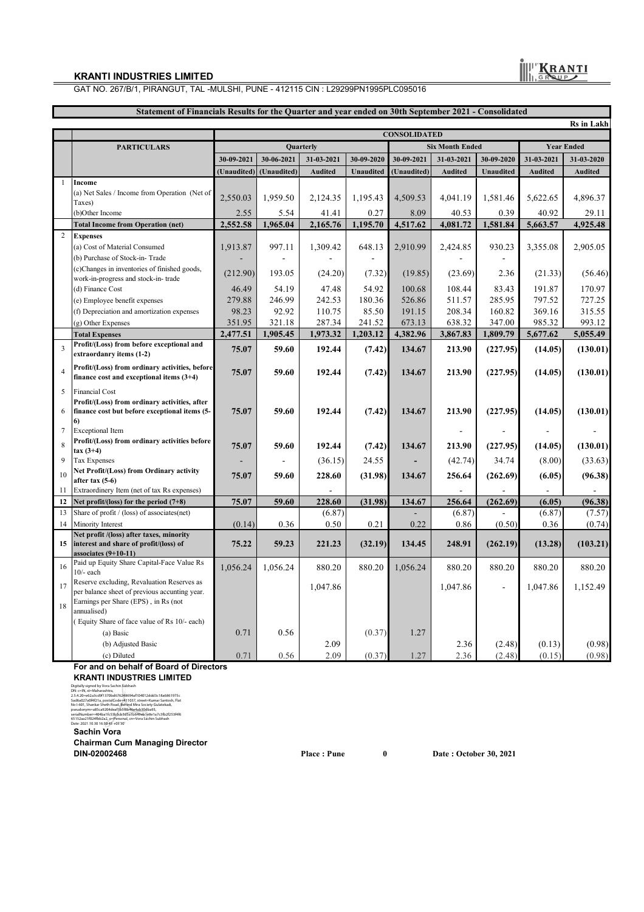**KRANTI INDUSTRIES LIMITED**

GAT NO. 267/B/1, PIRANGUT, TAL -MULSHI, PUNE - 412115 CIN : L29299PN1995PLC095016

**Statement of Financials Results for the Quarter and year ended on 30th September 2021 - Consolidated**

Rs in Lakh

| | PARTICULARS | CONSOLIDATED | | | | | | | | |
|---|---|---|---|---|---|---|---|---|---|---|
| | | Quarterly | | | | Six Month Ended | | | Year Ended | |
| | | 30-09-2021 | 30-06-2021 | 31-03-2021 | 30-09-2020 | 30-09-2021 | 31-03-2021 | 30-09-2020 | 31-03-2021 | 31-03-2020 |
| | | (Unaudited) | (Unaudited) | Audited | Unaudited | (Unaudited) | Audited | Unaudited | Audited | Audited |
| 1 | **Income** | | | | | | | | | |
| | (a) Net Sales / Income from Operation (Net of Taxes) | 2,550.03 | 1,959.50 | 2,124.35 | 1,195.43 | 4,509.53 | 4,041.19 | 1,581.46 | 5,622.65 | 4,896.37 |
| | (b)Other Income | 2.55 | 5.54 | 41.41 | 0.27 | 8.09 | 40.53 | 0.39 | 40.92 | 29.11 |
| | **Total Income from Operation (net)** | **2,552.58** | **1,965.04** | **2,165.76** | **1,195.70** | **4,517.62** | **4,081.72** | **1,581.84** | **5,663.57** | **4,925.48** |
| 2 | **Expenses** | | | | | | | | | |
| | (a) Cost of Material Consumed | 1,913.87 | 997.11 | 1,309.42 | 648.13 | 2,910.99 | 2,424.85 | 930.23 | 3,355.08 | 2,905.05 |
| | (b) Purchase of Stock-in- Trade | - | - | - | - | | - | - | | |
| | (c)Changes in inventories of finished goods, work-in-progress and stock-in- trade | (212.90) | 193.05 | (24.20) | (7.32) | (19.85) | (23.69) | 2.36 | (21.33) | (56.46) |
| | (d) Finance Cost | 46.49 | 54.19 | 47.48 | 54.92 | 100.68 | 108.44 | 83.43 | 191.87 | 170.97 |
| | (e) Employee benefit expenses | 279.88 | 246.99 | 242.53 | 180.36 | 526.86 | 511.57 | 285.95 | 797.52 | 727.25 |
| | (f) Depreciation and amortization expenses | 98.23 | 92.92 | 110.75 | 85.50 | 191.15 | 208.34 | 160.82 | 369.16 | 315.55 |
| | (g) Other Expenses | 351.95 | 321.18 | 287.34 | 241.52 | 673.13 | 638.32 | 347.00 | 985.32 | 993.12 |
| | **Total Expenses** | **2,477.51** | **1,905.45** | **1,973.32** | **1,203.12** | **4,382.96** | **3,867.83** | **1,809.79** | **5,677.62** | **5,055.49** |
| 3 | **Profit/(Loss) from before exceptional and extraordanry items (1-2)** | **75.07** | **59.60** | **192.44** | **(7.42)** | **134.67** | **213.90** | **(227.95)** | **(14.05)** | **(130.01)** |
| 4 | **Profit/(Loss) from ordinary activities, before finance cost and exceptional items (3+4)** | **75.07** | **59.60** | **192.44** | **(7.42)** | **134.67** | **213.90** | **(227.95)** | **(14.05)** | **(130.01)** |
| 5 | Financial Cost | | | | | | | | | |
| 6 | **Profit/(Loss) from ordinary activities, after finance cost but before exceptional items (5-6)** | **75.07** | **59.60** | **192.44** | **(7.42)** | **134.67** | **213.90** | **(227.95)** | **(14.05)** | **(130.01)** |
| 7 | Exceptional Item | | | | | | - | - | - | - |
| 8 | **Profit/(Loss) from ordinary activities before tax (3+4)** | **75.07** | **59.60** | **192.44** | **(7.42)** | **134.67** | **213.90** | **(227.95)** | **(14.05)** | **(130.01)** |
| 9 | Tax Expenses | - | - | (36.15) | 24.55 | - | (42.74) | 34.74 | (8.00) | (33.63) |
| 10 | **Net Profit/(Loss) from Ordinary activity after tax (5-6)** | **75.07** | **59.60** | **228.60** | **(31.98)** | **134.67** | **256.64** | **(262.69)** | **(6.05)** | **(96.38)** |
| 11 | Extraordinery Item (net of tax Rs expenses) | | | - | | | - | - | - | - |
| 12 | **Net profit/(loss) for the period (7+8)** | **75.07** | **59.60** | **228.60** | **(31.98)** | **134.67** | **256.64** | **(262.69)** | **(6.05)** | **(96.38)** |
| 13 | Share of profit / (loss) of associates(net) | | | (6.87) | | - | (6.87) | - | (6.87) | (7.57) |
| 14 | Minority Interest | (0.14) | 0.36 | 0.50 | 0.21 | 0.22 | 0.86 | (0.50) | 0.36 | (0.74) |
| 15 | **Net profit /(loss) after taxes, minority interest and share of profit/(loss) of associates (9+10-11)** | **75.22** | **59.23** | **221.23** | **(32.19)** | **134.45** | **248.91** | **(262.19)** | **(13.28)** | **(103.21)** |
| 16 | Paid up Equity Share Capital-Face Value Rs 10/- each | 1,056.24 | 1,056.24 | 880.20 | 880.20 | 1,056.24 | 880.20 | 880.20 | 880.20 | 880.20 |
| 17 | Reserve excluding, Revaluation Reserves as per balance sheet of previous accunting year. | | | 1,047.86 | | | 1,047.86 | - | 1,047.86 | 1,152.49 |
| 18 | Earnings per Share (EPS) , in Rs (not annualised) | | | | | | | | | |
| | ( Equity Share of face value of Rs 10/- each) | | | | | | | | | |
| | (a) Basic | 0.71 | 0.56 | | (0.37) | 1.27 | | | | |
| | (b) Adjusted Basic | | | 2.09 | | | 2.36 | (2.48) | (0.13) | (0.98) |
| | (c) Diluted | 0.71 | 0.56 | 2.09 | (0.37) | 1.27 | 2.36 | (2.48) | (0.15) | (0.98) |

**For and on behalf of Board of Directors**

**KRANTI INDUSTRIES LIMITED**

Digitally signed by Vora Sachin Subhash
Date: 2021.10.30 16:30:45 +05'30'

**Sachin Vora**

**Chairman Cum Managing Director**

**DIN-02002468**

**Place : Pune** 0 **Date : October 30, 2021**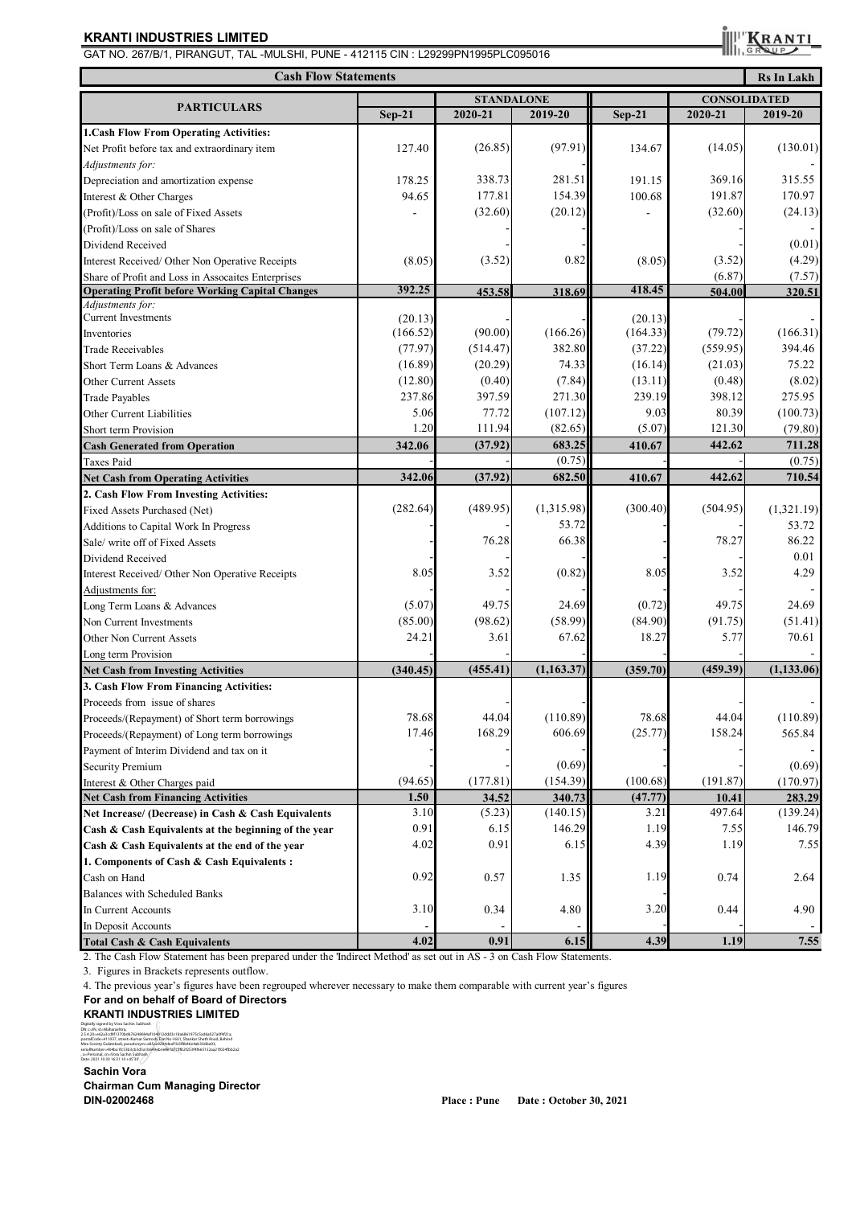**KRANTI INDUSTRIES LIMITED**

GAT NO. 267/B/1, PIRANGUT, TAL -MULSHI, PUNE - 412115 CIN : L29299PN1995PLC095016

| Cash Flow Statements | | | | | | Rs In Lakh |
|---|---|---|---|---|---|---|
| **PARTICULARS** | **STANDALONE** | | | **CONSOLIDATED** | | |
| | **Sep-21** | **2020-21** | **2019-20** | **Sep-21** | **2020-21** | **2019-20** |
| **1.Cash Flow From Operating Activities:** | | | | | | |
| Net Profit before tax and extraordinary item | 127.40 | (26.85) | (97.91) | 134.67 | (14.05) | (130.01) |
| *Adjustments for:* | | | | | | - |
| Depreciation and amortization expense | 178.25 | 338.73 | 281.51 | 191.15 | 369.16 | 315.55 |
| Interest & Other Charges | 94.65 | 177.81 | 154.39 | 100.68 | 191.87 | 170.97 |
| (Profit)/Loss on sale of Fixed Assets | - | (32.60) | (20.12) | - | (32.60) | (24.13) |
| (Profit)/Loss on sale of Shares | | | - | | | - |
| Dividend Received | | | - | | - | (0.01) |
| Interest Received/ Other Non Operative Receipts | (8.05) | (3.52) | 0.82 | (8.05) | (3.52) | (4.29) |
| Share of Profit and Loss in Assocaites Enterprises | | | | | (6.87) | (7.57) |
| **Operating Profit before Working Capital Changes** | **392.25** | **453.58** | **318.69** | **418.45** | **504.00** | **320.51** |
| *Adjustments for:* | | | | | | |
| Current Investments | (20.13) | | - | (20.13) | | - |
| Inventories | (166.52) | (90.00) | (166.26) | (164.33) | (79.72) | (166.31) |
| Trade Receivables | (77.97) | (514.47) | 382.80 | (37.22) | (559.95) | 394.46 |
| Short Term Loans & Advances | (16.89) | (20.29) | 74.33 | (16.14) | (21.03) | 75.22 |
| Other Current Assets | (12.80) | (0.40) | (7.84) | (13.11) | (0.48) | (8.02) |
| Trade Payables | 237.86 | 397.59 | 271.30 | 239.19 | 398.12 | 275.95 |
| Other Current Liabilities | 5.06 | 77.72 | (107.12) | 9.03 | 80.39 | (100.73) |
| Short term Provision | 1.20 | 111.94 | (82.65) | (5.07) | 121.30 | (79.80) |
| **Cash Generated from Operation** | **342.06** | **(37.92)** | **683.25** | **410.67** | **442.62** | **711.28** |
| Taxes Paid | | - | (0.75) | | - | (0.75) |
| **Net Cash from Operating Activities** | **342.06** | **(37.92)** | **682.50** | **410.67** | **442.62** | **710.54** |
| **2. Cash Flow From Investing Activities:** | | | | | | |
| Fixed Assets Purchased (Net) | (282.64) | (489.95) | (1,315.98) | (300.40) | (504.95) | (1,321.19) |
| Additions to Capital Work In Progress | | - | 53.72 | | - | 53.72 |
| Sale/ write off of Fixed Assets | | 76.28 | 66.38 | | 78.27 | 86.22 |
| Dividend Received | | - | - | | - | 0.01 |
| Interest Received/ Other Non Operative Receipts | 8.05 | 3.52 | (0.82) | 8.05 | 3.52 | 4.29 |
| Adjustments for: | | - | - | | | - |
| Long Term Loans & Advances | (5.07) | 49.75 | 24.69 | (0.72) | 49.75 | 24.69 |
| Non Current Investments | (85.00) | (98.62) | (58.99) | (84.90) | (91.75) | (51.41) |
| Other Non Current Assets | 24.21 | 3.61 | 67.62 | 18.27 | 5.77 | 70.61 |
| Long term Provision | | - | - | | | - |
| **Net Cash from Investing Activities** | **(340.45)** | **(455.41)** | **(1,163.37)** | **(359.70)** | **(459.39)** | **(1,133.06)** |
| **3. Cash Flow From Financing Activities:** | | | | | | |
| Proceeds from issue of shares | | | - | | | - |
| Proceeds/(Repayment) of Short term borrowings | 78.68 | 44.04 | (110.89) | 78.68 | 44.04 | (110.89) |
| Proceeds/(Repayment) of Long term borrowings | 17.46 | 168.29 | 606.69 | (25.77) | 158.24 | 565.84 |
| Payment of Interim Dividend and tax on it | | | - | | | - |
| Security Premium | | - | (0.69) | | - | (0.69) |
| Interest & Other Charges paid | (94.65) | (177.81) | (154.39) | (100.68) | (191.87) | (170.97) |
| **Net Cash from Financing Activities** | **1.50** | **34.52** | **340.73** | **(47.77)** | **10.41** | **283.29** |
| **Net Increase/ (Decrease) in Cash & Cash Equivalents** | 3.10 | (5.23) | (140.15) | 3.21 | 497.64 | (139.24) |
| **Cash & Cash Equivalents at the beginning of the year** | 0.91 | 6.15 | 146.29 | 1.19 | 7.55 | 146.79 |
| **Cash & Cash Equivalents at the end of the year** | 4.02 | 0.91 | 6.15 | 4.39 | 1.19 | 7.55 |
| **1. Components of Cash & Cash Equivalents :** | | | | | | |
| Cash on Hand | 0.92 | 0.57 | 1.35 | 1.19 | 0.74 | 2.64 |
| Balances with Scheduled Banks | | | | - | | |
| In Current Accounts | 3.10 | 0.34 | 4.80 | 3.20 | 0.44 | 4.90 |
| In Deposit Accounts | - | - | - | | - | - |
| **Total Cash & Cash Equivalents** | **4.02** | **0.91** | **6.15** | **4.39** | **1.19** | **7.55** |

2. The Cash Flow Statement has been prepared under the 'Indirect Method' as set out in AS - 3 on Cash Flow Statements.

3. Figures in Brackets represents outflow.

4. The previous year's figures have been regrouped wherever necessary to make them comparable with current year's figures

**For and on behalf of Board of Directors**

**KRANTI INDUSTRIES LIMITED**

**Sachin Vora**
**Chairman Cum Managing Director**
**DIN-02002468**

**Place : Pune Date : October 30, 2021**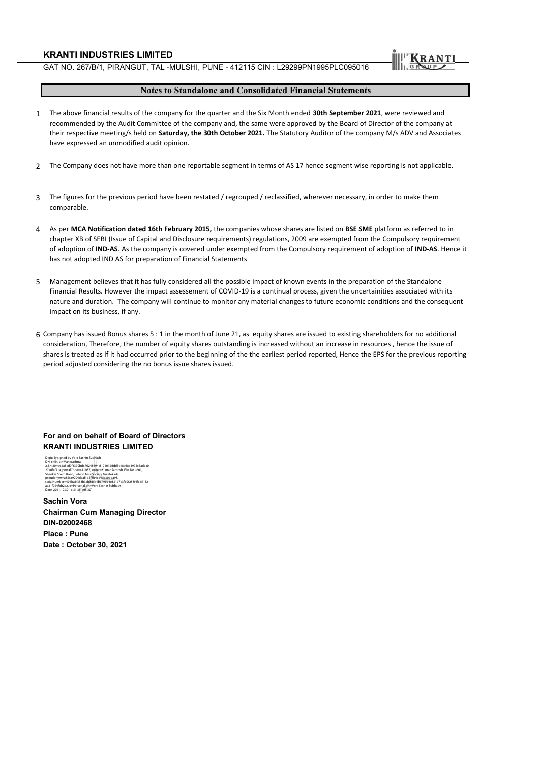**KRANTI INDUSTRIES LIMITED**

GAT NO. 267/B/1, PIRANGUT, TAL -MULSHI, PUNE - 412115 CIN : L29299PN1995PLC095016

## Notes to Standalone and Consolidated Financial Statements

1. The above financial results of the company for the quarter and the Six Month ended **30th September 2021**, were reviewed and recommended by the Audit Committee of the company and, the same were approved by the Board of Director of the company at their respective meeting/s held on **Saturday, the 30th October 2021.** The Statutory Auditor of the company M/s ADV and Associates have expressed an unmodified audit opinion.

2. The Company does not have more than one reportable segment in terms of AS 17 hence segment wise reporting is not applicable.

3. The figures for the previous period have been restated / regrouped / reclassified, wherever necessary, in order to make them comparable.

4. As per **MCA Notification dated 16th February 2015,** the companies whose shares are listed on **BSE SME** platform as referred to in chapter XB of SEBI (Issue of Capital and Disclosure requirements) regulations, 2009 are exempted from the Compulsory requirement of adoption of **IND-AS**. As the company is covered under exempted from the Compulsory requirement of adoption of **IND-AS**. Hence it has not adopted IND AS for preparation of Financial Statements

5. Management believes that it has fully considered all the possible impact of known events in the preparation of the Standalone Financial Results. However the impact assessement of COVID-19 is a continual process, given the uncertainities associated with its nature and duration. The company will continue to monitor any material changes to future economic conditions and the consequent impact on its business, if any.

6. Company has issued Bonus shares 5 : 1 in the month of June 21, as equity shares are issued to existing shareholders for no additional consideration, Therefore, the number of equity shares outstanding is increased without an increase in resources , hence the issue of shares is treated as if it had occurred prior to the beginning of the the earliest period reported, Hence the EPS for the previous reporting period adjusted considering the no bonus issue shares issued.

**For and on behalf of Board of Directors**
**KRANTI INDUSTRIES LIMITED**

Digitally signed by Vora Sachin Subhash
DN: c=IN, st=Maharashtra, 2.5.4.20=e62a3cd9f1370bd676248694af104012ddd3c18a6861975c5ad6a027a0f4f21a, postalCode=411037, street=Kumar Santosh, Flat No I-601, Shankar Sheth Road, Behind Mira Society Gulatekadi, pseudonym=a85ca9204deaf1b5f8b46e4ab30dba93, serialNumber=404ba1fc53b3cb5d5a1b649eb1e8e1a7c3fb2f253f4f665152aa21f024fbb2a2, o=Personal, cn=Vora Sachin Subhash
Date: 2021.10.30 16:31:35 +05'30'

**Sachin Vora**
**Chairman Cum Managing Director**
**DIN-02002468**
**Place : Pune**
**Date : October 30, 2021**